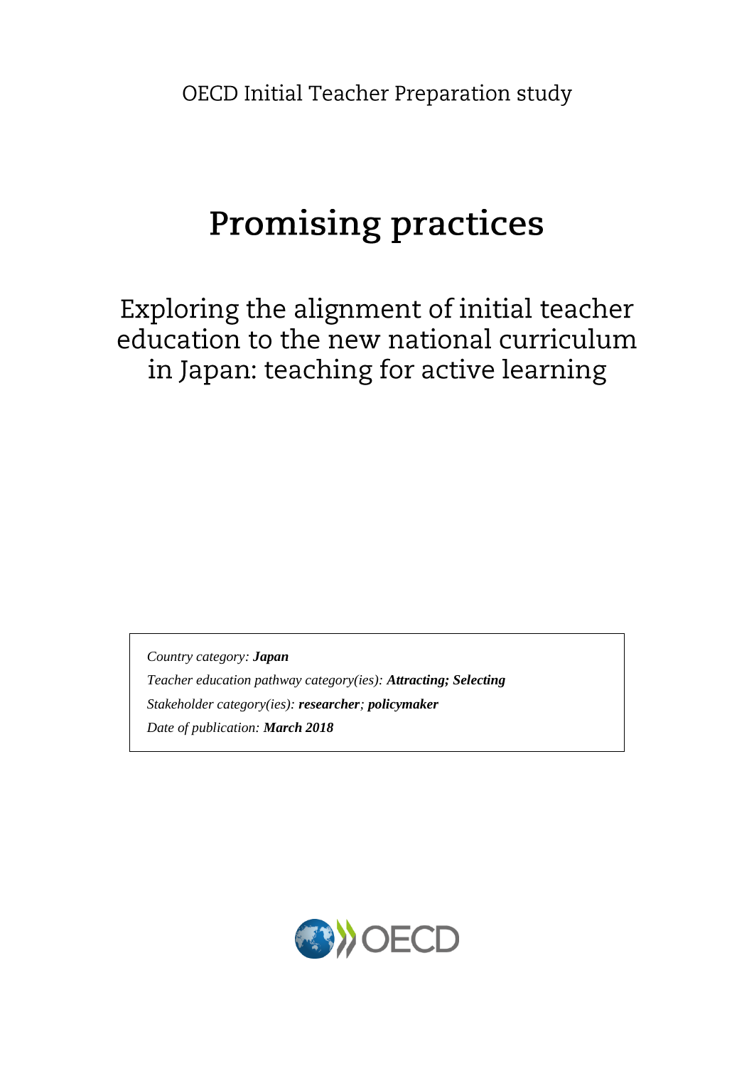OECD Initial Teacher Preparation study

# Promising practices

## Exploring the alignment of initial teacher education to the new national curriculum in Japan: teaching for active learning

*Country category:* ***Japan***

*Teacher education pathway category(ies):* ***Attracting; Selecting***

*Stakeholder category(ies):* ***researcher****;* ***policymaker***

*Date of publication:* ***March 2018***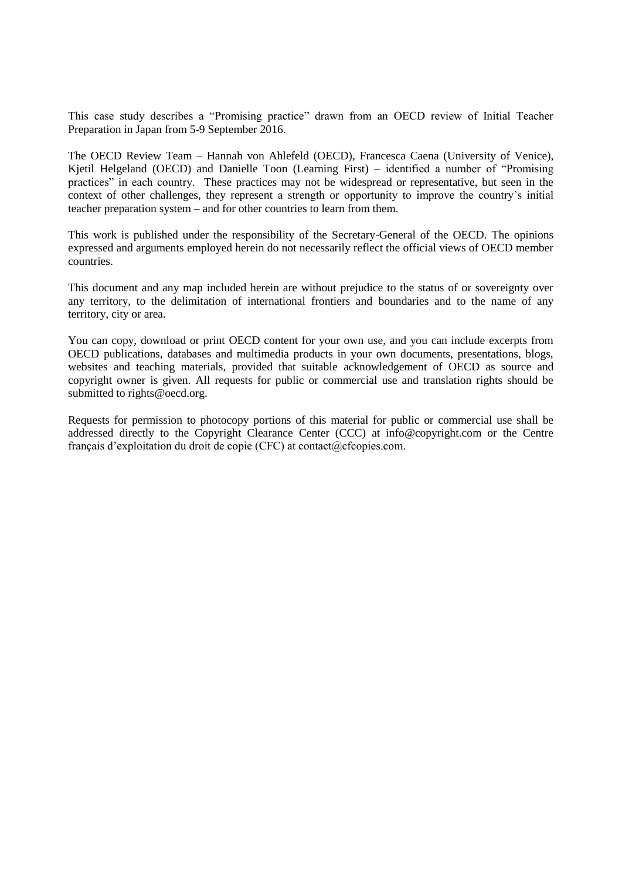This case study describes a "Promising practice" drawn from an OECD review of Initial Teacher Preparation in Japan from 5-9 September 2016.

The OECD Review Team – Hannah von Ahlefeld (OECD), Francesca Caena (University of Venice), Kjetil Helgeland (OECD) and Danielle Toon (Learning First) – identified a number of "Promising practices" in each country. These practices may not be widespread or representative, but seen in the context of other challenges, they represent a strength or opportunity to improve the country's initial teacher preparation system – and for other countries to learn from them.

This work is published under the responsibility of the Secretary-General of the OECD. The opinions expressed and arguments employed herein do not necessarily reflect the official views of OECD member countries.

This document and any map included herein are without prejudice to the status of or sovereignty over any territory, to the delimitation of international frontiers and boundaries and to the name of any territory, city or area.

You can copy, download or print OECD content for your own use, and you can include excerpts from OECD publications, databases and multimedia products in your own documents, presentations, blogs, websites and teaching materials, provided that suitable acknowledgement of OECD as source and copyright owner is given. All requests for public or commercial use and translation rights should be submitted to rights@oecd.org.

Requests for permission to photocopy portions of this material for public or commercial use shall be addressed directly to the Copyright Clearance Center (CCC) at info@copyright.com or the Centre français d'exploitation du droit de copie (CFC) at contact@cfcopies.com.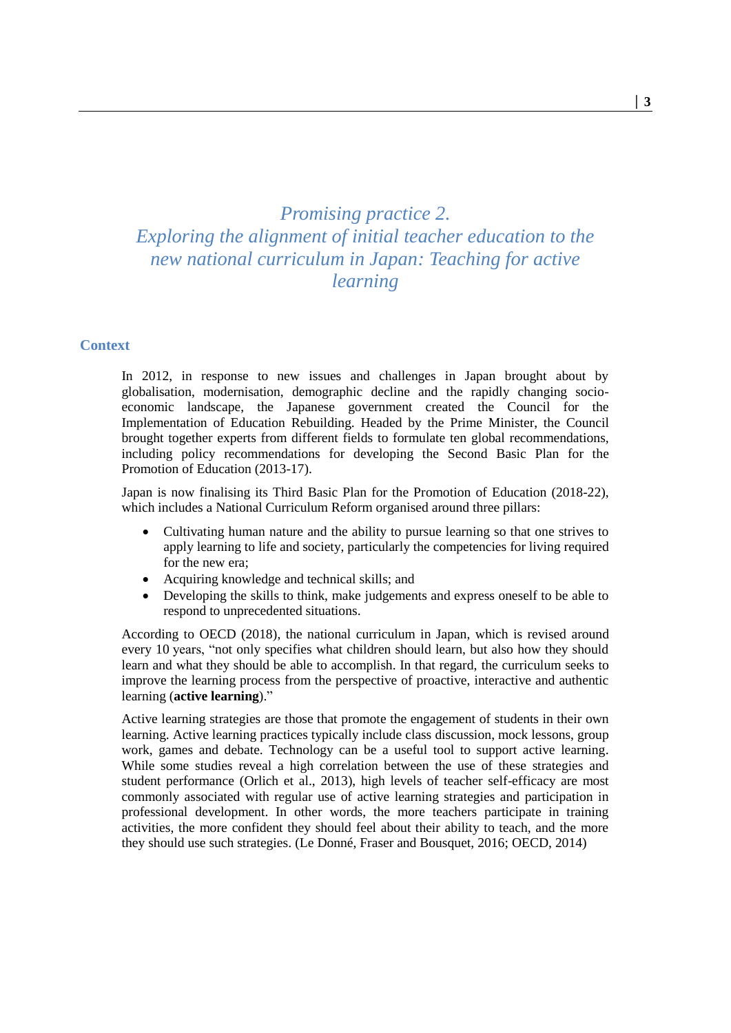# *Promising practice 2. Exploring the alignment of initial teacher education to the new national curriculum in Japan: Teaching for active learning*

## Context

In 2012, in response to new issues and challenges in Japan brought about by globalisation, modernisation, demographic decline and the rapidly changing socio-economic landscape, the Japanese government created the Council for the Implementation of Education Rebuilding. Headed by the Prime Minister, the Council brought together experts from different fields to formulate ten global recommendations, including policy recommendations for developing the Second Basic Plan for the Promotion of Education (2013-17).

Japan is now finalising its Third Basic Plan for the Promotion of Education (2018-22), which includes a National Curriculum Reform organised around three pillars:

- Cultivating human nature and the ability to pursue learning so that one strives to apply learning to life and society, particularly the competencies for living required for the new era;
- Acquiring knowledge and technical skills; and
- Developing the skills to think, make judgements and express oneself to be able to respond to unprecedented situations.

According to OECD (2018), the national curriculum in Japan, which is revised around every 10 years, "not only specifies what children should learn, but also how they should learn and what they should be able to accomplish. In that regard, the curriculum seeks to improve the learning process from the perspective of proactive, interactive and authentic learning (**active learning**)."

Active learning strategies are those that promote the engagement of students in their own learning. Active learning practices typically include class discussion, mock lessons, group work, games and debate. Technology can be a useful tool to support active learning. While some studies reveal a high correlation between the use of these strategies and student performance (Orlich et al., 2013), high levels of teacher self-efficacy are most commonly associated with regular use of active learning strategies and participation in professional development. In other words, the more teachers participate in training activities, the more confident they should feel about their ability to teach, and the more they should use such strategies. (Le Donné, Fraser and Bousquet, 2016; OECD, 2014)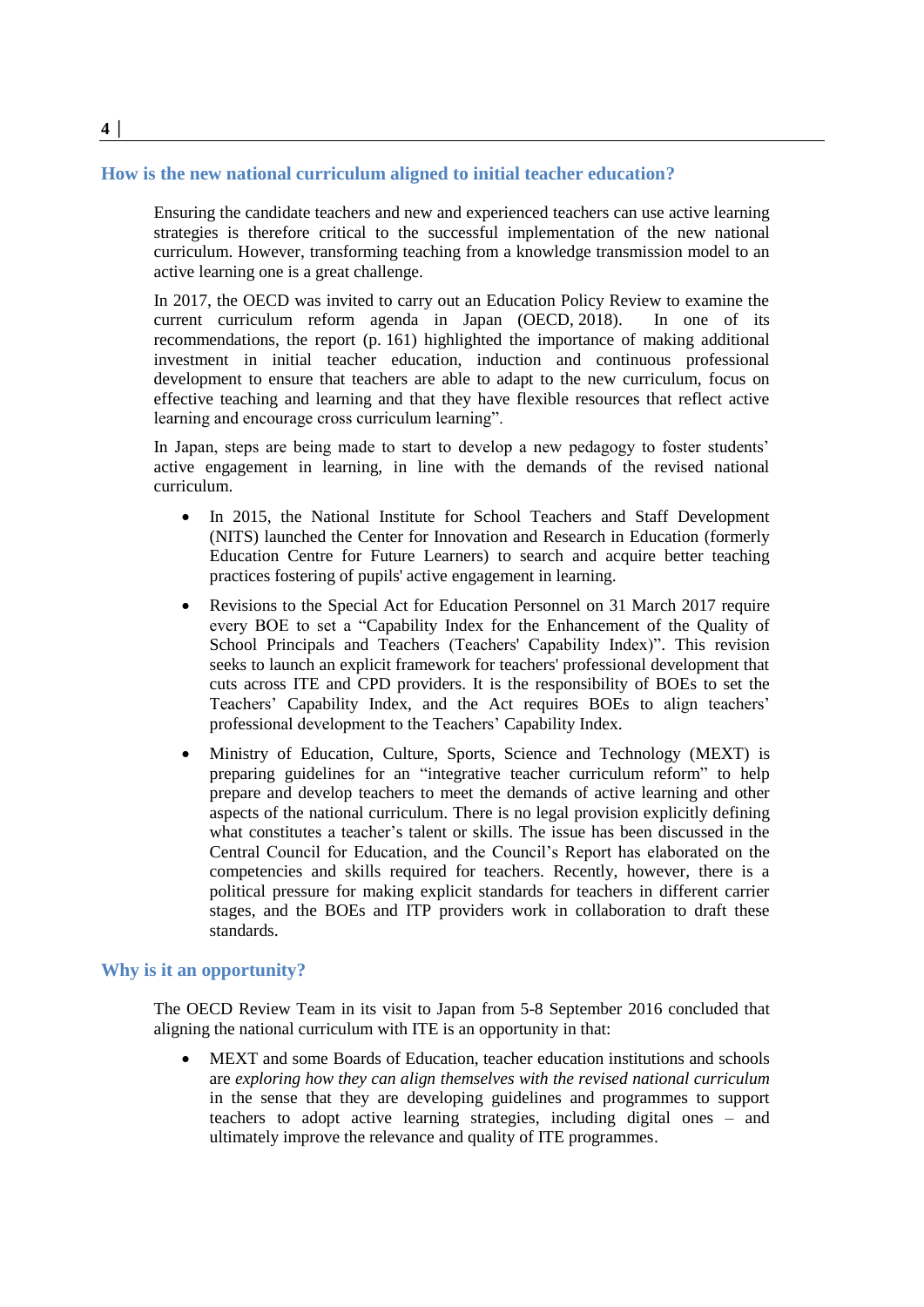## How is the new national curriculum aligned to initial teacher education?

Ensuring the candidate teachers and new and experienced teachers can use active learning strategies is therefore critical to the successful implementation of the new national curriculum. However, transforming teaching from a knowledge transmission model to an active learning one is a great challenge.

In 2017, the OECD was invited to carry out an Education Policy Review to examine the current curriculum reform agenda in Japan (OECD, 2018). In one of its recommendations, the report (p. 161) highlighted the importance of making additional investment in initial teacher education, induction and continuous professional development to ensure that teachers are able to adapt to the new curriculum, focus on effective teaching and learning and that they have flexible resources that reflect active learning and encourage cross curriculum learning".

In Japan, steps are being made to start to develop a new pedagogy to foster students' active engagement in learning, in line with the demands of the revised national curriculum.

- In 2015, the National Institute for School Teachers and Staff Development (NITS) launched the Center for Innovation and Research in Education (formerly Education Centre for Future Learners) to search and acquire better teaching practices fostering of pupils' active engagement in learning.
- Revisions to the Special Act for Education Personnel on 31 March 2017 require every BOE to set a "Capability Index for the Enhancement of the Quality of School Principals and Teachers (Teachers' Capability Index)". This revision seeks to launch an explicit framework for teachers' professional development that cuts across ITE and CPD providers. It is the responsibility of BOEs to set the Teachers' Capability Index, and the Act requires BOEs to align teachers' professional development to the Teachers' Capability Index.
- Ministry of Education, Culture, Sports, Science and Technology (MEXT) is preparing guidelines for an "integrative teacher curriculum reform" to help prepare and develop teachers to meet the demands of active learning and other aspects of the national curriculum. There is no legal provision explicitly defining what constitutes a teacher's talent or skills. The issue has been discussed in the Central Council for Education, and the Council's Report has elaborated on the competencies and skills required for teachers. Recently, however, there is a political pressure for making explicit standards for teachers in different carrier stages, and the BOEs and ITP providers work in collaboration to draft these standards.

## Why is it an opportunity?

The OECD Review Team in its visit to Japan from 5-8 September 2016 concluded that aligning the national curriculum with ITE is an opportunity in that:

- MEXT and some Boards of Education, teacher education institutions and schools are *exploring how they can align themselves with the revised national curriculum* in the sense that they are developing guidelines and programmes to support teachers to adopt active learning strategies, including digital ones – and ultimately improve the relevance and quality of ITE programmes.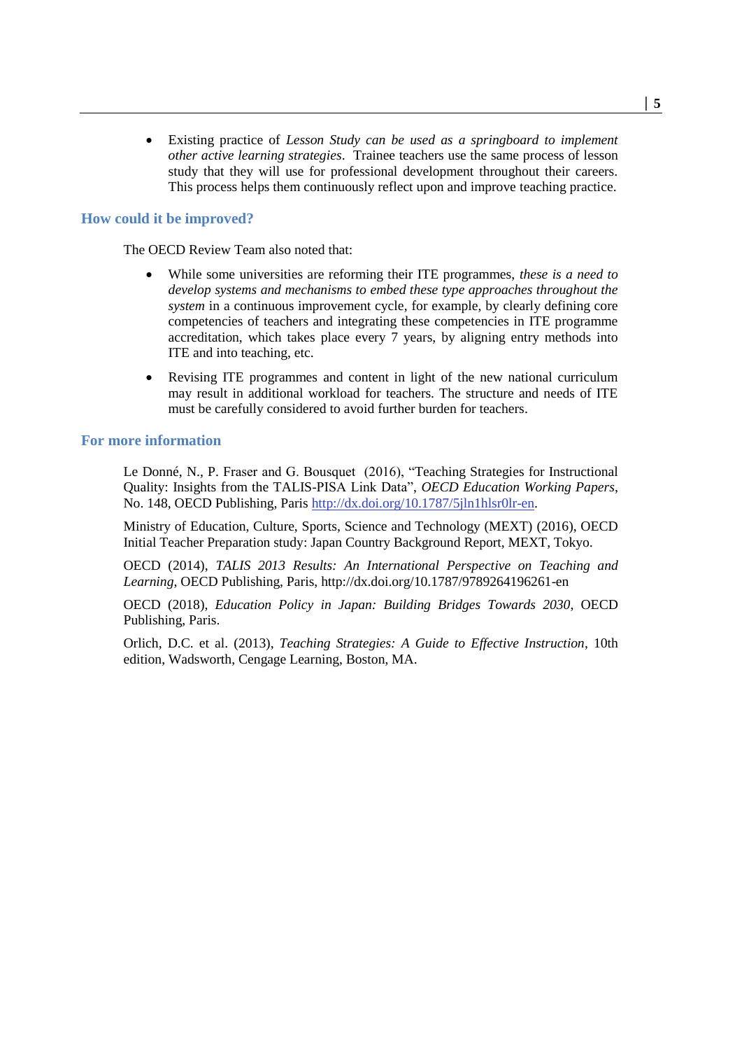- Existing practice of *Lesson Study can be used as a springboard to implement other active learning strategies*. Trainee teachers use the same process of lesson study that they will use for professional development throughout their careers. This process helps them continuously reflect upon and improve teaching practice.

## How could it be improved?

The OECD Review Team also noted that:

- While some universities are reforming their ITE programmes, *these is a need to develop systems and mechanisms to embed these type approaches throughout the system* in a continuous improvement cycle, for example, by clearly defining core competencies of teachers and integrating these competencies in ITE programme accreditation, which takes place every 7 years, by aligning entry methods into ITE and into teaching, etc.
- Revising ITE programmes and content in light of the new national curriculum may result in additional workload for teachers. The structure and needs of ITE must be carefully considered to avoid further burden for teachers.

## For more information

Le Donné, N., P. Fraser and G. Bousquet (2016), "Teaching Strategies for Instructional Quality: Insights from the TALIS-PISA Link Data", *OECD Education Working Papers*, No. 148, OECD Publishing, Paris http://dx.doi.org/10.1787/5jln1hlsr0lr-en.

Ministry of Education, Culture, Sports, Science and Technology (MEXT) (2016), OECD Initial Teacher Preparation study: Japan Country Background Report, MEXT, Tokyo.

OECD (2014), *TALIS 2013 Results: An International Perspective on Teaching and Learning*, OECD Publishing, Paris, http://dx.doi.org/10.1787/9789264196261-en

OECD (2018), *Education Policy in Japan: Building Bridges Towards 2030*, OECD Publishing, Paris.

Orlich, D.C. et al. (2013), *Teaching Strategies: A Guide to Effective Instruction*, 10th edition, Wadsworth, Cengage Learning, Boston, MA.